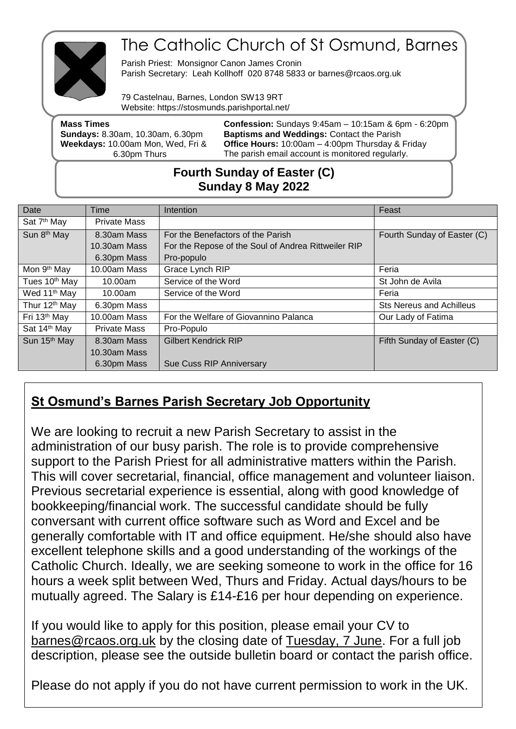# The Catholic Church of St Osmund, Barnes

Parish Priest: Monsignor Canon James Cronin
Parish Secretary: Leah Kollhoff 020 8748 5833 or barnes@rcaos.org.uk

79 Castelnau, Barnes, London SW13 9RT
Website: https://stosmunds.parishportal.net/

**Mass Times**
**Sundays:** 8.30am, 10.30am, 6.30pm
**Weekdays:** 10.00am Mon, Wed, Fri & 6.30pm Thurs

**Confession:** Sundays 9:45am – 10:15am & 6pm - 6:20pm
**Baptisms and Weddings:** Contact the Parish
**Office Hours:** 10:00am – 4:00pm Thursday & Friday
The parish email account is monitored regularly.

## Fourth Sunday of Easter (C)
## Sunday 8 May 2022

| Date | Time | Intention | Feast |
|---|---|---|---|
| Sat 7th May | Private Mass | | |
| Sun 8th May | 8.30am Mass<br>10.30am Mass<br>6.30pm Mass | For the Benefactors of the Parish<br>For the Repose of the Soul of Andrea Rittweiler RIP<br>Pro-populo | Fourth Sunday of Easter (C) |
| Mon 9th May | 10.00am Mass | Grace Lynch RIP | Feria |
| Tues 10th May | 10.00am | Service of the Word | St John de Avila |
| Wed 11th May | 10.00am | Service of the Word | Feria |
| Thur 12th May | 6.30pm Mass | | Sts Nereus and Achilleus |
| Fri 13th May | 10.00am Mass | For the Welfare of Giovannino Palanca | Our Lady of Fatima |
| Sat 14th May | Private Mass | Pro-Populo | |
| Sun 15th May | 8.30am Mass<br>10.30am Mass<br>6.30pm Mass | Gilbert Kendrick RIP<br><br>Sue Cuss RIP Anniversary | Fifth Sunday of Easter (C) |

## St Osmund's Barnes Parish Secretary Job Opportunity

We are looking to recruit a new Parish Secretary to assist in the administration of our busy parish. The role is to provide comprehensive support to the Parish Priest for all administrative matters within the Parish. This will cover secretarial, financial, office management and volunteer liaison. Previous secretarial experience is essential, along with good knowledge of bookkeeping/financial work. The successful candidate should be fully conversant with current office software such as Word and Excel and be generally comfortable with IT and office equipment. He/she should also have excellent telephone skills and a good understanding of the workings of the Catholic Church. Ideally, we are seeking someone to work in the office for 16 hours a week split between Wed, Thurs and Friday. Actual days/hours to be mutually agreed. The Salary is £14-£16 per hour depending on experience.

If you would like to apply for this position, please email your CV to barnes@rcaos.org.uk by the closing date of Tuesday, 7 June. For a full job description, please see the outside bulletin board or contact the parish office.

Please do not apply if you do not have current permission to work in the UK.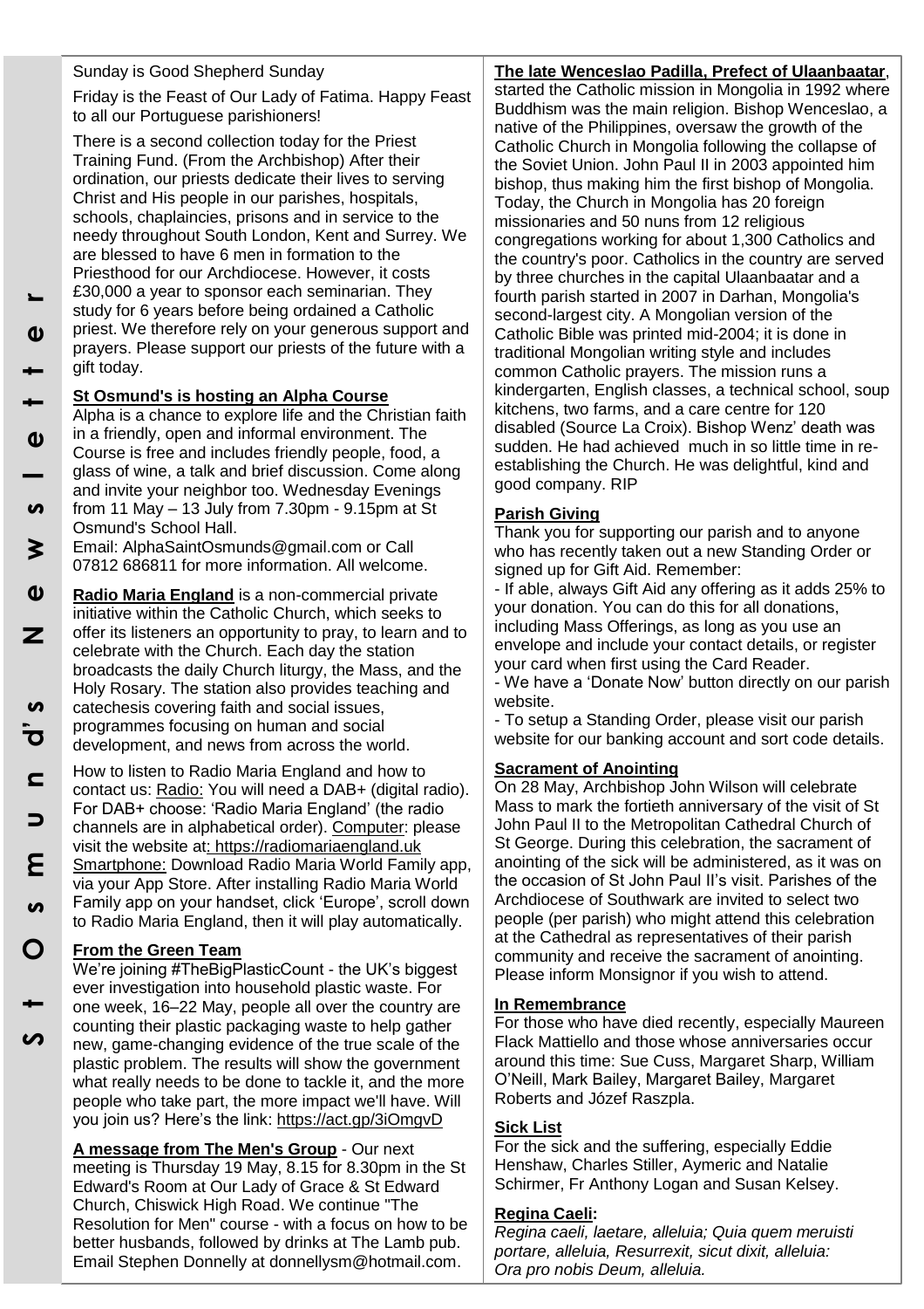Sunday is Good Shepherd Sunday

Friday is the Feast of Our Lady of Fatima. Happy Feast to all our Portuguese parishioners!

There is a second collection today for the Priest Training Fund. (From the Archbishop) After their ordination, our priests dedicate their lives to serving Christ and His people in our parishes, hospitals, schools, chaplaincies, prisons and in service to the needy throughout South London, Kent and Surrey. We are blessed to have 6 men in formation to the Priesthood for our Archdiocese. However, it costs £30,000 a year to sponsor each seminarian. They study for 6 years before being ordained a Catholic priest. We therefore rely on your generous support and prayers. Please support our priests of the future with a gift today.

**St Osmund's is hosting an Alpha Course**

Alpha is a chance to explore life and the Christian faith in a friendly, open and informal environment. The Course is free and includes friendly people, food, a glass of wine, a talk and brief discussion. Come along and invite your neighbor too. Wednesday Evenings from 11 May – 13 July from 7.30pm - 9.15pm at St Osmund's School Hall.

Email: AlphaSaintOsmunds@gmail.com or Call 07812 686811 for more information. All welcome.

**Radio Maria England** is a non-commercial private initiative within the Catholic Church, which seeks to offer its listeners an opportunity to pray, to learn and to celebrate with the Church. Each day the station broadcasts the daily Church liturgy, the Mass, and the Holy Rosary. The station also provides teaching and catechesis covering faith and social issues, programmes focusing on human and social development, and news from across the world.

How to listen to Radio Maria England and how to contact us: Radio: You will need a DAB+ (digital radio). For DAB+ choose: 'Radio Maria England' (the radio channels are in alphabetical order). Computer: please visit the website at: https://radiomariaengland.uk Smartphone: Download Radio Maria World Family app, via your App Store. After installing Radio Maria World Family app on your handset, click 'Europe', scroll down to Radio Maria England, then it will play automatically.

**From the Green Team**

We're joining #TheBigPlasticCount - the UK's biggest ever investigation into household plastic waste. For one week, 16–22 May, people all over the country are counting their plastic packaging waste to help gather new, game-changing evidence of the true scale of the plastic problem. The results will show the government what really needs to be done to tackle it, and the more people who take part, the more impact we'll have. Will you join us? Here's the link: https://act.gp/3iOmgvD

**A message from The Men's Group** - Our next meeting is Thursday 19 May, 8.15 for 8.30pm in the St Edward's Room at Our Lady of Grace & St Edward Church, Chiswick High Road. We continue "The Resolution for Men" course - with a focus on how to be better husbands, followed by drinks at The Lamb pub. Email Stephen Donnelly at donnellysm@hotmail.com.

**The late Wenceslao Padilla, Prefect of Ulaanbaatar**, started the Catholic mission in Mongolia in 1992 where Buddhism was the main religion. Bishop Wenceslao, a native of the Philippines, oversaw the growth of the Catholic Church in Mongolia following the collapse of the Soviet Union. John Paul II in 2003 appointed him bishop, thus making him the first bishop of Mongolia. Today, the Church in Mongolia has 20 foreign missionaries and 50 nuns from 12 religious congregations working for about 1,300 Catholics and the country's poor. Catholics in the country are served by three churches in the capital Ulaanbaatar and a fourth parish started in 2007 in Darhan, Mongolia's second-largest city. A Mongolian version of the Catholic Bible was printed mid-2004; it is done in traditional Mongolian writing style and includes common Catholic prayers. The mission runs a kindergarten, English classes, a technical school, soup kitchens, two farms, and a care centre for 120 disabled (Source La Croix). Bishop Wenz' death was sudden. He had achieved much in so little time in re-establishing the Church. He was delightful, kind and good company. RIP

**Parish Giving**

Thank you for supporting our parish and to anyone who has recently taken out a new Standing Order or signed up for Gift Aid. Remember:

- If able, always Gift Aid any offering as it adds 25% to your donation. You can do this for all donations, including Mass Offerings, as long as you use an envelope and include your contact details, or register your card when first using the Card Reader.
- We have a 'Donate Now' button directly on our parish website.
- To setup a Standing Order, please visit our parish website for our banking account and sort code details.

**Sacrament of Anointing**

On 28 May, Archbishop John Wilson will celebrate Mass to mark the fortieth anniversary of the visit of St John Paul II to the Metropolitan Cathedral Church of St George. During this celebration, the sacrament of anointing of the sick will be administered, as it was on the occasion of St John Paul II's visit. Parishes of the Archdiocese of Southwark are invited to select two people (per parish) who might attend this celebration at the Cathedral as representatives of their parish community and receive the sacrament of anointing. Please inform Monsignor if you wish to attend.

**In Remembrance**

For those who have died recently, especially Maureen Flack Mattiello and those whose anniversaries occur around this time: Sue Cuss, Margaret Sharp, William O'Neill, Mark Bailey, Margaret Bailey, Margaret Roberts and Józef Raszpla.

**Sick List**

For the sick and the suffering, especially Eddie Henshaw, Charles Stiller, Aymeric and Natalie Schirmer, Fr Anthony Logan and Susan Kelsey.

**Regina Caeli:**

*Regina caeli, laetare, alleluia; Quia quem meruisti portare, alleluia, Resurrexit, sicut dixit, alleluia: Ora pro nobis Deum, alleluia.*